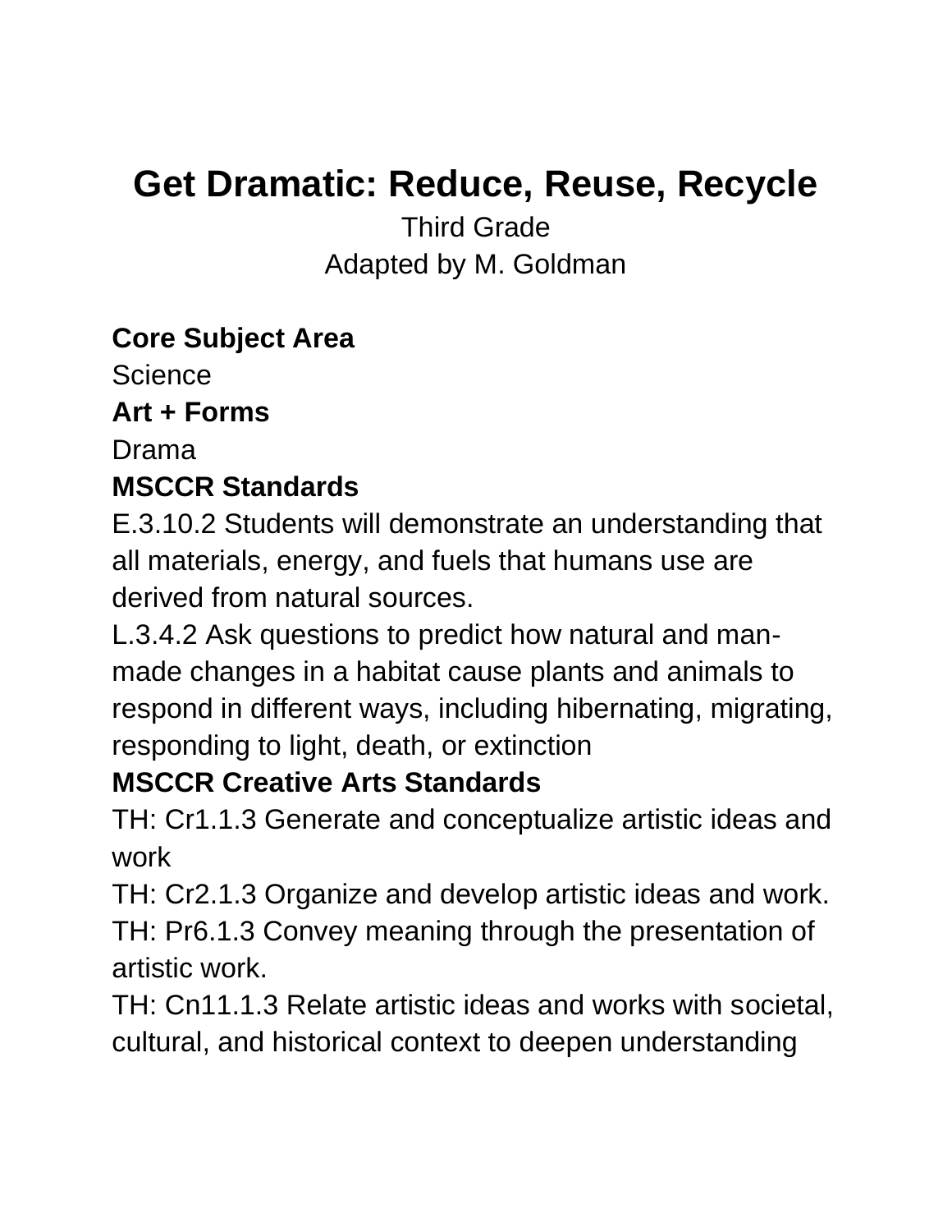# Get Dramatic: Reduce, Reuse, Recycle

Third Grade

Adapted by M. Goldman

**Core Subject Area**

Science

**Art + Forms**

Drama

**MSCCR Standards**

E.3.10.2 Students will demonstrate an understanding that all materials, energy, and fuels that humans use are derived from natural sources.

L.3.4.2 Ask questions to predict how natural and man-made changes in a habitat cause plants and animals to respond in different ways, including hibernating, migrating, responding to light, death, or extinction

**MSCCR Creative Arts Standards**

TH: Cr1.1.3 Generate and conceptualize artistic ideas and work

TH: Cr2.1.3 Organize and develop artistic ideas and work.

TH: Pr6.1.3 Convey meaning through the presentation of artistic work.

TH: Cn11.1.3 Relate artistic ideas and works with societal, cultural, and historical context to deepen understanding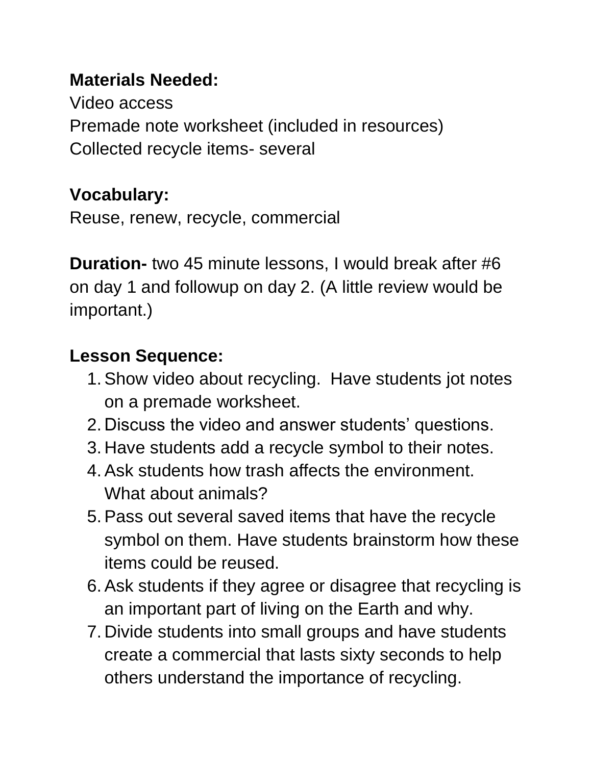**Materials Needed:**
Video access
Premade note worksheet (included in resources)
Collected recycle items- several

**Vocabulary:**
Reuse, renew, recycle, commercial

**Duration-** two 45 minute lessons, I would break after #6 on day 1 and followup on day 2. (A little review would be important.)

**Lesson Sequence:**

1. Show video about recycling. Have students jot notes on a premade worksheet.
2. Discuss the video and answer students' questions.
3. Have students add a recycle symbol to their notes.
4. Ask students how trash affects the environment. What about animals?
5. Pass out several saved items that have the recycle symbol on them. Have students brainstorm how these items could be reused.
6. Ask students if they agree or disagree that recycling is an important part of living on the Earth and why.
7. Divide students into small groups and have students create a commercial that lasts sixty seconds to help others understand the importance of recycling.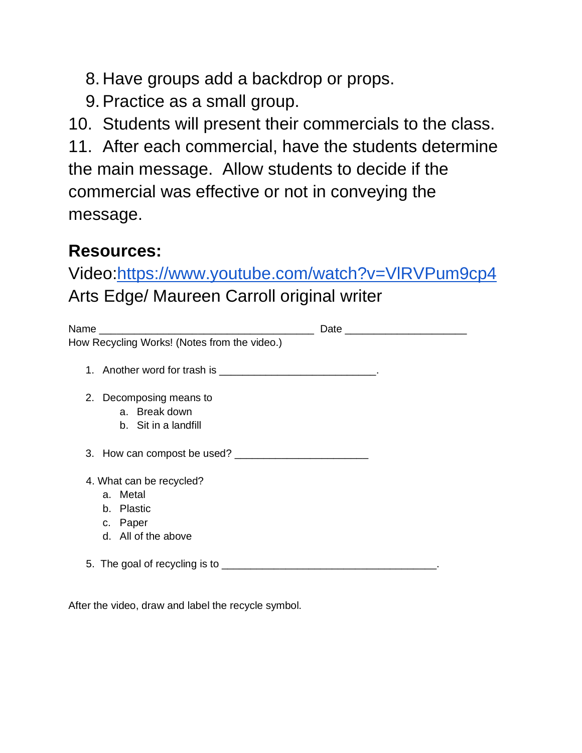8. Have groups add a backdrop or props.
9. Practice as a small group.
10. Students will present their commercials to the class.
11. After each commercial, have the students determine the main message. Allow students to decide if the commercial was effective or not in conveying the message.

## Resources:

Video:https://www.youtube.com/watch?v=VlRVPum9cp4

Arts Edge/ Maureen Carroll original writer

Name ____________________________________ Date ____________________

How Recycling Works! (Notes from the video.)

1. Another word for trash is __________________________.

2. Decomposing means to
   a. Break down
   b. Sit in a landfill

3. How can compost be used? ______________________

4. What can be recycled?
   a. Metal
   b. Plastic
   c. Paper
   d. All of the above

5. The goal of recycling is to ____________________________________.

After the video, draw and label the recycle symbol.